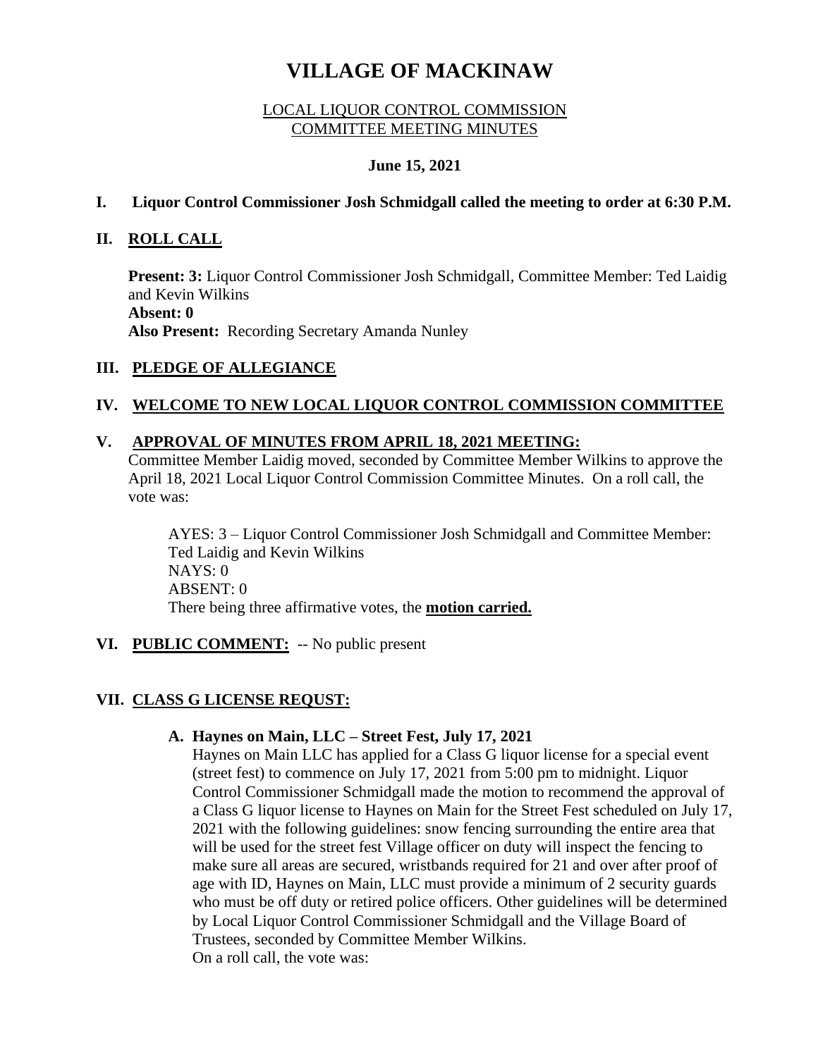# VILLAGE OF MACKINAW

LOCAL LIQUOR CONTROL COMMISSION
COMMITTEE MEETING MINUTES

**June 15, 2021**

**I. Liquor Control Commissioner Josh Schmidgall called the meeting to order at 6:30 P.M.**

**II. ROLL CALL**

**Present: 3:** Liquor Control Commissioner Josh Schmidgall, Committee Member: Ted Laidig and Kevin Wilkins
**Absent: 0**
**Also Present:** Recording Secretary Amanda Nunley

**III. PLEDGE OF ALLEGIANCE**

**IV. WELCOME TO NEW LOCAL LIQUOR CONTROL COMMISSION COMMITTEE**

**V. APPROVAL OF MINUTES FROM APRIL 18, 2021 MEETING:**

Committee Member Laidig moved, seconded by Committee Member Wilkins to approve the April 18, 2021 Local Liquor Control Commission Committee Minutes. On a roll call, the vote was:

AYES: 3 – Liquor Control Commissioner Josh Schmidgall and Committee Member: Ted Laidig and Kevin Wilkins
NAYS: 0
ABSENT: 0
There being three affirmative votes, the **motion carried.**

**VI. PUBLIC COMMENT:** -- No public present

**VII. CLASS G LICENSE REQUST:**

**A. Haynes on Main, LLC – Street Fest, July 17, 2021**

Haynes on Main LLC has applied for a Class G liquor license for a special event (street fest) to commence on July 17, 2021 from 5:00 pm to midnight. Liquor Control Commissioner Schmidgall made the motion to recommend the approval of a Class G liquor license to Haynes on Main for the Street Fest scheduled on July 17, 2021 with the following guidelines: snow fencing surrounding the entire area that will be used for the street fest Village officer on duty will inspect the fencing to make sure all areas are secured, wristbands required for 21 and over after proof of age with ID, Haynes on Main, LLC must provide a minimum of 2 security guards who must be off duty or retired police officers. Other guidelines will be determined by Local Liquor Control Commissioner Schmidgall and the Village Board of Trustees, seconded by Committee Member Wilkins.
On a roll call, the vote was: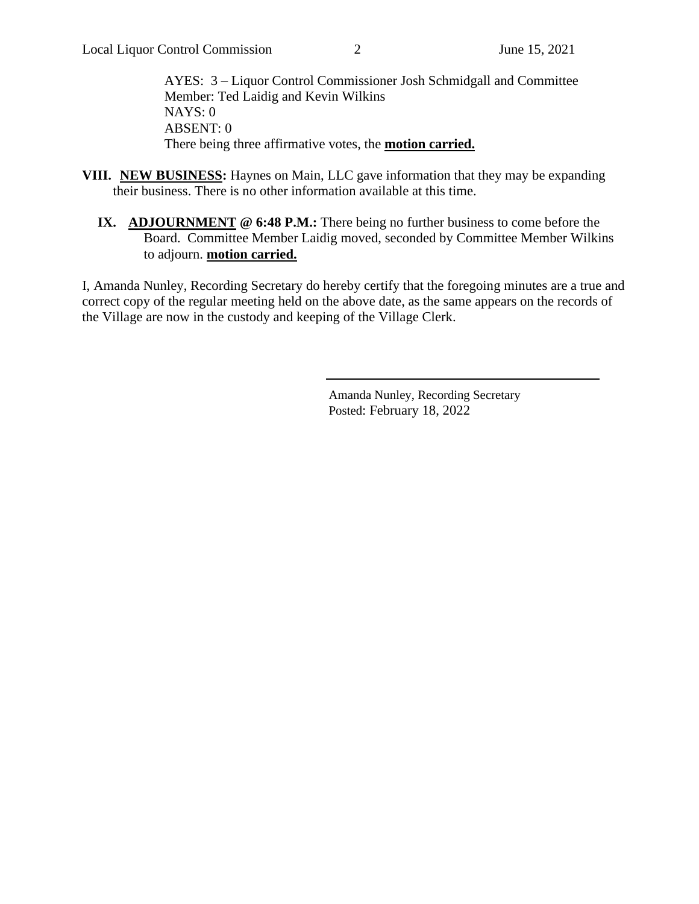AYES: 3 – Liquor Control Commissioner Josh Schmidgall and Committee Member: Ted Laidig and Kevin Wilkins
NAYS: 0
ABSENT: 0
There being three affirmative votes, the **motion carried.**

**VIII. NEW BUSINESS:** Haynes on Main, LLC gave information that they may be expanding their business. There is no other information available at this time.

**IX. ADJOURNMENT @ 6:48 P.M.:** There being no further business to come before the Board. Committee Member Laidig moved, seconded by Committee Member Wilkins to adjourn. **motion carried.**

I, Amanda Nunley, Recording Secretary do hereby certify that the foregoing minutes are a true and correct copy of the regular meeting held on the above date, as the same appears on the records of the Village are now in the custody and keeping of the Village Clerk.

Amanda Nunley, Recording Secretary
Posted: February 18, 2022